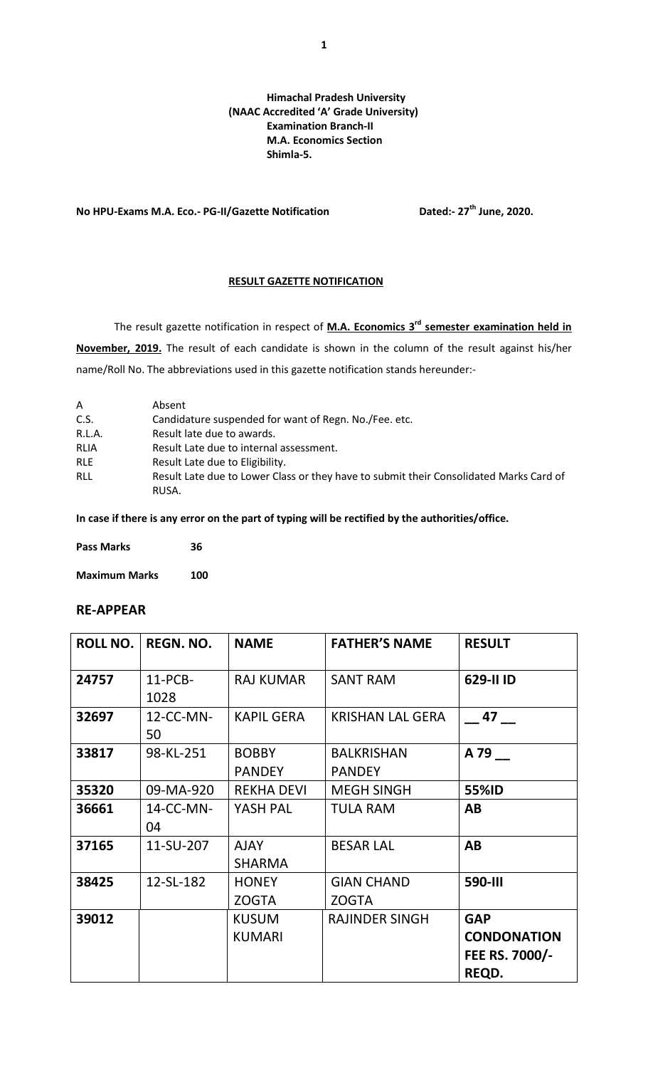**Himachal Pradesh University**
**(NAAC Accredited 'A' Grade University)**
**Examination Branch-II**
**M.A. Economics Section**
**Shimla-5.**

**No HPU-Exams M.A. Eco.- PG-II/Gazette Notification** **Dated:- 27th June, 2020.**

**RESULT GAZETTE NOTIFICATION**

The result gazette notification in respect of **M.A. Economics 3rd semester examination held in November, 2019.** The result of each candidate is shown in the column of the result against his/her name/Roll No. The abbreviations used in this gazette notification stands hereunder:-

| | |
|---|---|
| A | Absent |
| C.S. | Candidature suspended for want of Regn. No./Fee. etc. |
| R.L.A. | Result late due to awards. |
| RLIA | Result Late due to internal assessment. |
| RLE | Result Late due to Eligibility. |
| RLL | Result Late due to Lower Class or they have to submit their Consolidated Marks Card of RUSA. |

**In case if there is any error on the part of typing will be rectified by the authorities/office.**

**Pass Marks** 36

**Maximum Marks** 100

## RE-APPEAR

| ROLL NO. | REGN. NO. | NAME | FATHER'S NAME | RESULT |
|---|---|---|---|---|
| 24757 | 11-PCB-1028 | RAJ KUMAR | SANT RAM | 629-II ID |
| 32697 | 12-CC-MN-50 | KAPIL GERA | KRISHAN LAL GERA | __ 47 __ |
| 33817 | 98-KL-251 | BOBBY PANDEY | BALKRISHAN PANDEY | A 79 __ |
| 35320 | 09-MA-920 | REKHA DEVI | MEGH SINGH | 55%ID |
| 36661 | 14-CC-MN-04 | YASH PAL | TULA RAM | AB |
| 37165 | 11-SU-207 | AJAY SHARMA | BESAR LAL | AB |
| 38425 | 12-SL-182 | HONEY ZOGTA | GIAN CHAND ZOGTA | 590-III |
| 39012 | | KUSUM KUMARI | RAJINDER SINGH | GAP CONDONATION FEE RS. 7000/- REQD. |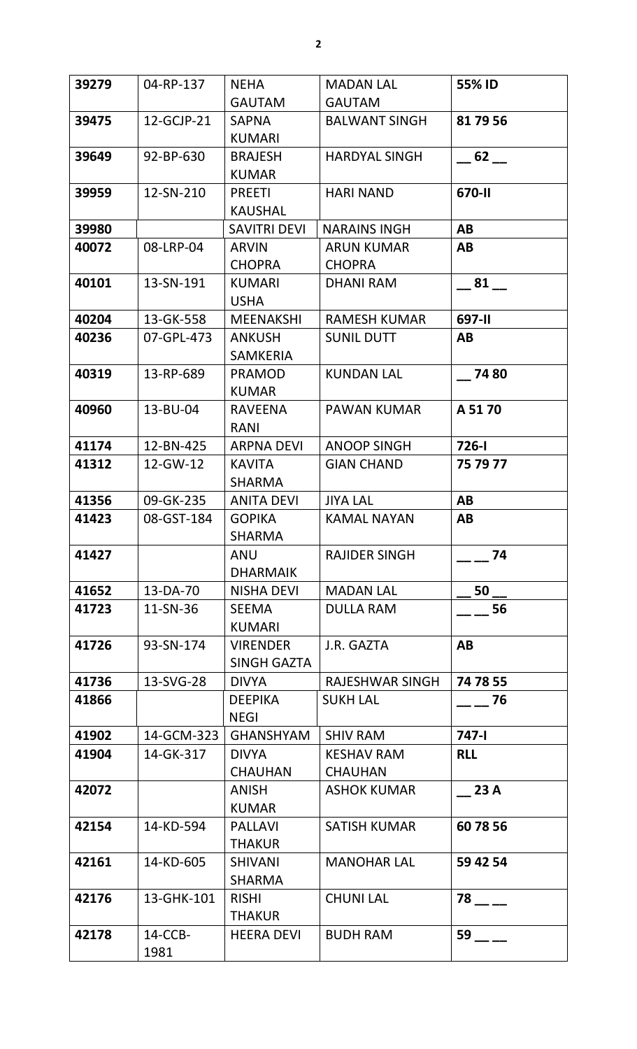| **39279** | 04-RP-137 | NEHA GAUTAM | MADAN LAL GAUTAM | **55% ID** |
|---|---|---|---|---|
| **39475** | 12-GCJP-21 | SAPNA KUMARI | BALWANT SINGH | **81 79 56** |
| **39649** | 92-BP-630 | BRAJESH KUMAR | HARDYAL SINGH | **__ 62 __** |
| **39959** | 12-SN-210 | PREETI KAUSHAL | HARI NAND | **670-II** |
| **39980** | | SAVITRI DEVI | NARAINS INGH | **AB** |
| **40072** | 08-LRP-04 | ARVIN CHOPRA | ARUN KUMAR CHOPRA | **AB** |
| **40101** | 13-SN-191 | KUMARI USHA | DHANI RAM | **__ 81 __** |
| **40204** | 13-GK-558 | MEENAKSHI | RAMESH KUMAR | **697-II** |
| **40236** | 07-GPL-473 | ANKUSH SAMKERIA | SUNIL DUTT | **AB** |
| **40319** | 13-RP-689 | PRAMOD KUMAR | KUNDAN LAL | **__ 74 80** |
| **40960** | 13-BU-04 | RAVEENA RANI | PAWAN KUMAR | **A 51 70** |
| **41174** | 12-BN-425 | ARPNA DEVI | ANOOP SINGH | **726-I** |
| **41312** | 12-GW-12 | KAVITA SHARMA | GIAN CHAND | **75 79 77** |
| **41356** | 09-GK-235 | ANITA DEVI | JIYA LAL | **AB** |
| **41423** | 08-GST-184 | GOPIKA SHARMA | KAMAL NAYAN | **AB** |
| **41427** | | ANU DHARMAIK | RAJIDER SINGH | **__ __ 74** |
| **41652** | 13-DA-70 | NISHA DEVI | MADAN LAL | **__ 50 __** |
| **41723** | 11-SN-36 | SEEMA KUMARI | DULLA RAM | **__ __ 56** |
| **41726** | 93-SN-174 | VIRENDER SINGH GAZTA | J.R. GAZTA | **AB** |
| **41736** | 13-SVG-28 | DIVYA | RAJESHWAR SINGH | **74 78 55** |
| **41866** | | DEEPIKA NEGI | SUKH LAL | **__ __ 76** |
| **41902** | 14-GCM-323 | GHANSHYAM | SHIV RAM | **747-I** |
| **41904** | 14-GK-317 | DIVYA CHAUHAN | KESHAV RAM CHAUHAN | **RLL** |
| **42072** | | ANISH KUMAR | ASHOK KUMAR | **__ 23 A** |
| **42154** | 14-KD-594 | PALLAVI THAKUR | SATISH KUMAR | **60 78 56** |
| **42161** | 14-KD-605 | SHIVANI SHARMA | MANOHAR LAL | **59 42 54** |
| **42176** | 13-GHK-101 | RISHI THAKUR | CHUNI LAL | **78 __ __** |
| **42178** | 14-CCB-1981 | HEERA DEVI | BUDH RAM | **59 __ __** |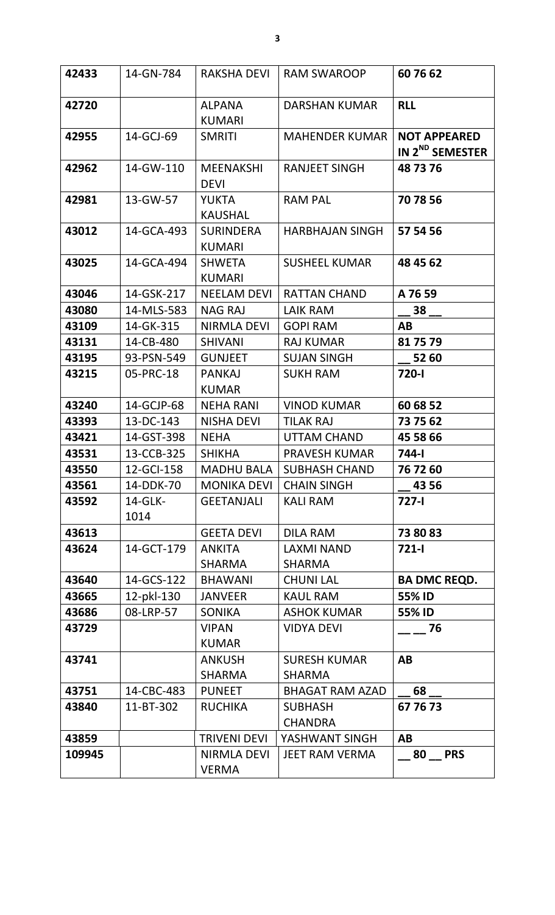| **42433** | 14-GN-784 | RAKSHA DEVI | RAM SWAROOP | **60 76 62** |
|---|---|---|---|---|
| **42720** | | ALPANA KUMARI | DARSHAN KUMAR | **RLL** |
| **42955** | 14-GCJ-69 | SMRITI | MAHENDER KUMAR | **NOT APPEARED IN 2ND SEMESTER** |
| **42962** | 14-GW-110 | MEENAKSHI DEVI | RANJEET SINGH | **48 73 76** |
| **42981** | 13-GW-57 | YUKTA KAUSHAL | RAM PAL | **70 78 56** |
| **43012** | 14-GCA-493 | SURINDERA KUMARI | HARBHAJAN SINGH | **57 54 56** |
| **43025** | 14-GCA-494 | SHWETA KUMARI | SUSHEEL KUMAR | **48 45 62** |
| **43046** | 14-GSK-217 | NEELAM DEVI | RATTAN CHAND | **A 76 59** |
| **43080** | 14-MLS-583 | NAG RAJ | LAIK RAM | **__ 38 __** |
| **43109** | 14-GK-315 | NIRMLA DEVI | GOPI RAM | **AB** |
| **43131** | 14-CB-480 | SHIVANI | RAJ KUMAR | **81 75 79** |
| **43195** | 93-PSN-549 | GUNJEET | SUJAN SINGH | **__ 52 60** |
| **43215** | 05-PRC-18 | PANKAJ KUMAR | SUKH RAM | **720-I** |
| **43240** | 14-GCJP-68 | NEHA RANI | VINOD KUMAR | **60 68 52** |
| **43393** | 13-DC-143 | NISHA DEVI | TILAK RAJ | **73 75 62** |
| **43421** | 14-GST-398 | NEHA | UTTAM CHAND | **45 58 66** |
| **43531** | 13-CCB-325 | SHIKHA | PRAVESH KUMAR | **744-I** |
| **43550** | 12-GCI-158 | MADHU BALA | SUBHASH CHAND | **76 72 60** |
| **43561** | 14-DDK-70 | MONIKA DEVI | CHAIN SINGH | **__ 43 56** |
| **43592** | 14-GLK-1014 | GEETANJALI | KALI RAM | **727-I** |
| **43613** | | GEETA DEVI | DILA RAM | **73 80 83** |
| **43624** | 14-GCT-179 | ANKITA SHARMA | LAXMI NAND SHARMA | **721-I** |
| **43640** | 14-GCS-122 | BHAWANI | CHUNI LAL | **BA DMC REQD.** |
| **43665** | 12-pkl-130 | JANVEER | KAUL RAM | **55% ID** |
| **43686** | 08-LRP-57 | SONIKA | ASHOK KUMAR | **55% ID** |
| **43729** | | VIPAN KUMAR | VIDYA DEVI | **__ __ 76** |
| **43741** | | ANKUSH SHARMA | SURESH KUMAR SHARMA | **AB** |
| **43751** | 14-CBC-483 | PUNEET | BHAGAT RAM AZAD | **__ 68 __** |
| **43840** | 11-BT-302 | RUCHIKA | SUBHASH CHANDRA | **67 76 73** |
| **43859** | | TRIVENI DEVI | YASHWANT SINGH | **AB** |
| **109945** | | NIRMLA DEVI VERMA | JEET RAM VERMA | **__ 80 __ PRS** |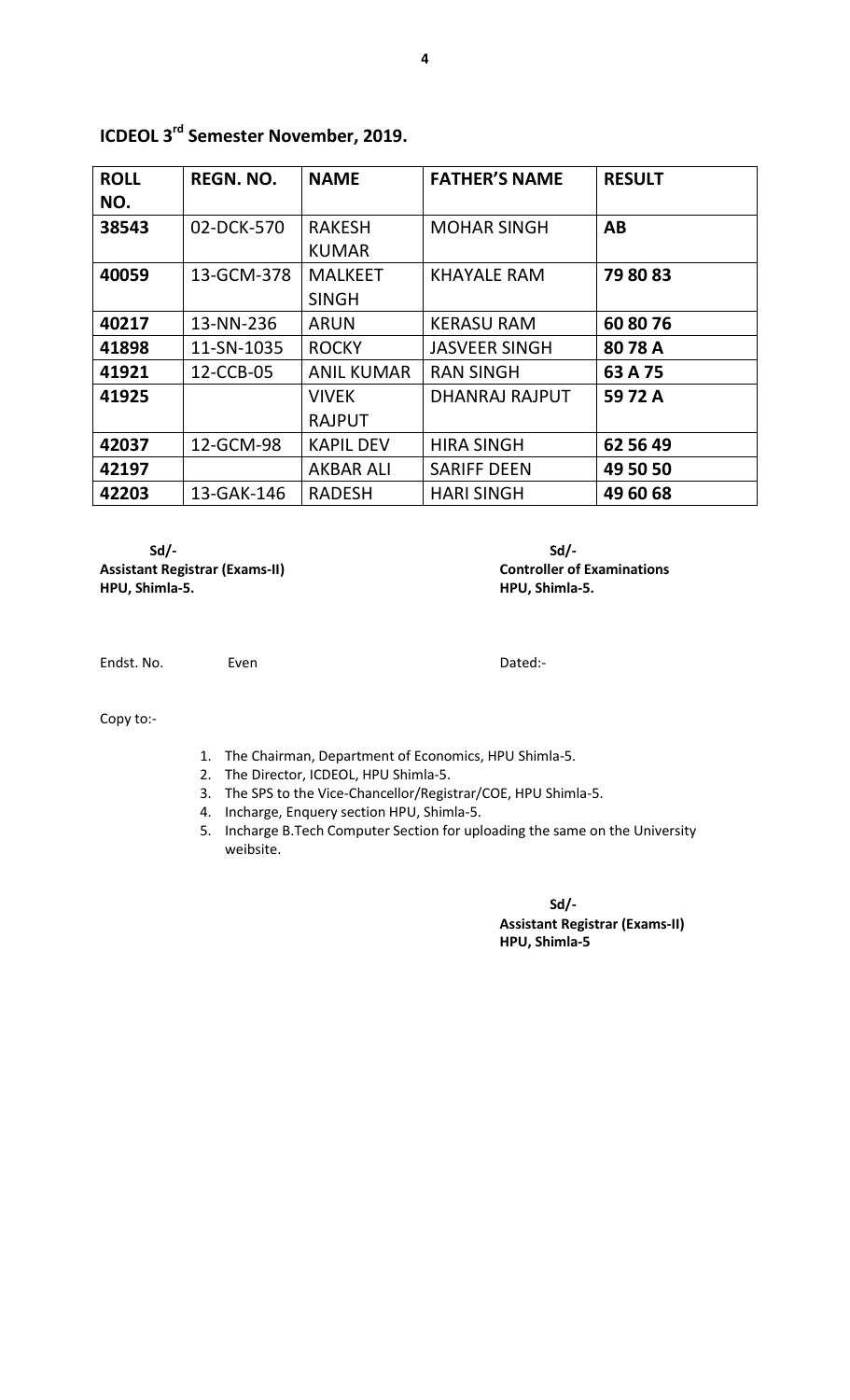## ICDEOL 3rd Semester November, 2019.

| ROLL NO. | REGN. NO. | NAME | FATHER'S NAME | RESULT |
|---|---|---|---|---|
| **38543** | 02-DCK-570 | RAKESH KUMAR | MOHAR SINGH | **AB** |
| **40059** | 13-GCM-378 | MALKEET SINGH | KHAYALE RAM | **79 80 83** |
| **40217** | 13-NN-236 | ARUN | KERASU RAM | **60 80 76** |
| **41898** | 11-SN-1035 | ROCKY | JASVEER SINGH | **80 78 A** |
| **41921** | 12-CCB-05 | ANIL KUMAR | RAN SINGH | **63 A 75** |
| **41925** | | VIVEK RAJPUT | DHANRAJ RAJPUT | **59 72 A** |
| **42037** | 12-GCM-98 | KAPIL DEV | HIRA SINGH | **62 56 49** |
| **42197** | | AKBAR ALI | SARIFF DEEN | **49 50 50** |
| **42203** | 13-GAK-146 | RADESH | HARI SINGH | **49 60 68** |

**Sd/-**
**Assistant Registrar (Exams-II)**
**HPU, Shimla-5.**

**Sd/-**
**Controller of Examinations**
**HPU, Shimla-5.**

Endst. No. Even Dated:-

Copy to:-

1. The Chairman, Department of Economics, HPU Shimla-5.
2. The Director, ICDEOL, HPU Shimla-5.
3. The SPS to the Vice-Chancellor/Registrar/COE, HPU Shimla-5.
4. Incharge, Enquery section HPU, Shimla-5.
5. Incharge B.Tech Computer Section for uploading the same on the University weibsite.

**Sd/-**
**Assistant Registrar (Exams-II)**
**HPU, Shimla-5**